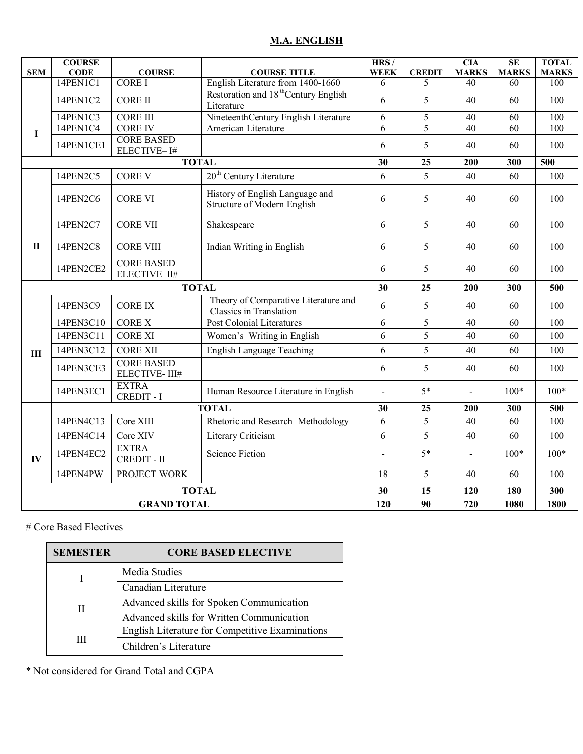# M.A. ENGLISH

| SEM | COURSE CODE | COURSE | COURSE TITLE | HRS / WEEK | CREDIT | CIA MARKS | SE MARKS | TOTAL MARKS |
|---|---|---|---|---|---|---|---|---|
| I | 14PEN1C1 | CORE I | English Literature from 1400-1660 | 6 | 5 | 40 | 60 | 100 |
| | 14PEN1C2 | CORE II | Restoration and 18[th]Century English Literature | 6 | 5 | 40 | 60 | 100 |
| | 14PEN1C3 | CORE III | NineteenthCentury English Literature | 6 | 5 | 40 | 60 | 100 |
| | 14PEN1C4 | CORE IV | American Literature | 6 | 5 | 40 | 60 | 100 |
| | 14PEN1CE1 | CORE BASED ELECTIVE– I# | | 6 | 5 | 40 | 60 | 100 |
| | | TOTAL | | 30 | 25 | 200 | 300 | 500 |
| II | 14PEN2C5 | CORE V | 20[th] Century Literature | 6 | 5 | 40 | 60 | 100 |
| | 14PEN2C6 | CORE VI | History of English Language and Structure of Modern English | 6 | 5 | 40 | 60 | 100 |
| | 14PEN2C7 | CORE VII | Shakespeare | 6 | 5 | 40 | 60 | 100 |
| | 14PEN2C8 | CORE VIII | Indian Writing in English | 6 | 5 | 40 | 60 | 100 |
| | 14PEN2CE2 | CORE BASED ELECTIVE–II# | | 6 | 5 | 40 | 60 | 100 |
| | | TOTAL | | 30 | 25 | 200 | 300 | 500 |
| III | 14PEN3C9 | CORE IX | Theory of Comparative Literature and Classics in Translation | 6 | 5 | 40 | 60 | 100 |
| | 14PEN3C10 | CORE X | Post Colonial Literatures | 6 | 5 | 40 | 60 | 100 |
| | 14PEN3C11 | CORE XI | Women's Writing in English | 6 | 5 | 40 | 60 | 100 |
| | 14PEN3C12 | CORE XII | English Language Teaching | 6 | 5 | 40 | 60 | 100 |
| | 14PEN3CE3 | CORE BASED ELECTIVE- III# | | 6 | 5 | 40 | 60 | 100 |
| | 14PEN3EC1 | EXTRA CREDIT - I | Human Resource Literature in English | - | 5* | - | 100* | 100* |
| | | TOTAL | | 30 | 25 | 200 | 300 | 500 |
| IV | 14PEN4C13 | Core XIII | Rhetoric and Research Methodology | 6 | 5 | 40 | 60 | 100 |
| | 14PEN4C14 | Core XIV | Literary Criticism | 6 | 5 | 40 | 60 | 100 |
| | 14PEN4EC2 | EXTRA CREDIT - II | Science Fiction | - | 5* | - | 100* | 100* |
| | 14PEN4PW | PROJECT WORK | | 18 | 5 | 40 | 60 | 100 |
| | | TOTAL | | 30 | 15 | 120 | 180 | 300 |
| | | GRAND TOTAL | | 120 | 90 | 720 | 1080 | 1800 |

# Core Based Electives

| SEMESTER | CORE BASED ELECTIVE |
|---|---|
| I | Media Studies |
| | Canadian Literature |
| II | Advanced skills for Spoken Communication |
| | Advanced skills for Written Communication |
| III | English Literature for Competitive Examinations |
| | Children's Literature |

* Not considered for Grand Total and CGPA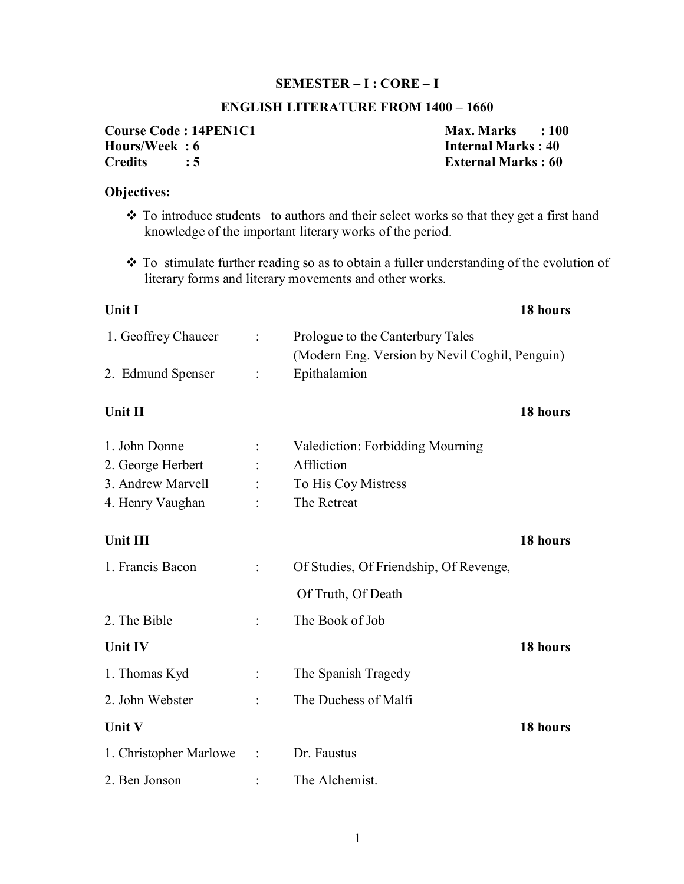## SEMESTER – I : CORE – I

## ENGLISH LITERATURE FROM 1400 – 1660

| | |
|---|---|
| **Course Code : 14PEN1C1** | **Max. Marks : 100** |
| **Hours/Week : 6** | **Internal Marks : 40** |
| **Credits : 5** | **External Marks : 60** |

**Objectives:**

- To introduce students to authors and their select works so that they get a first hand knowledge of the important literary works of the period.
- To stimulate further reading so as to obtain a fuller understanding of the evolution of literary forms and literary movements and other works.

**Unit I** **18 hours**

1. Geoffrey Chaucer : Prologue to the Canterbury Tales (Modern Eng. Version by Nevil Coghil, Penguin)
2. Edmund Spenser : Epithalamion

**Unit II** **18 hours**

1. John Donne : Valediction: Forbidding Mourning
2. George Herbert : Affliction
3. Andrew Marvell : To His Coy Mistress
4. Henry Vaughan : The Retreat

**Unit III** **18 hours**

1. Francis Bacon : Of Studies, Of Friendship, Of Revenge, Of Truth, Of Death
2. The Bible : The Book of Job

**Unit IV** **18 hours**

1. Thomas Kyd : The Spanish Tragedy
2. John Webster : The Duchess of Malfi

**Unit V** **18 hours**

1. Christopher Marlowe : Dr. Faustus
2. Ben Jonson : The Alchemist.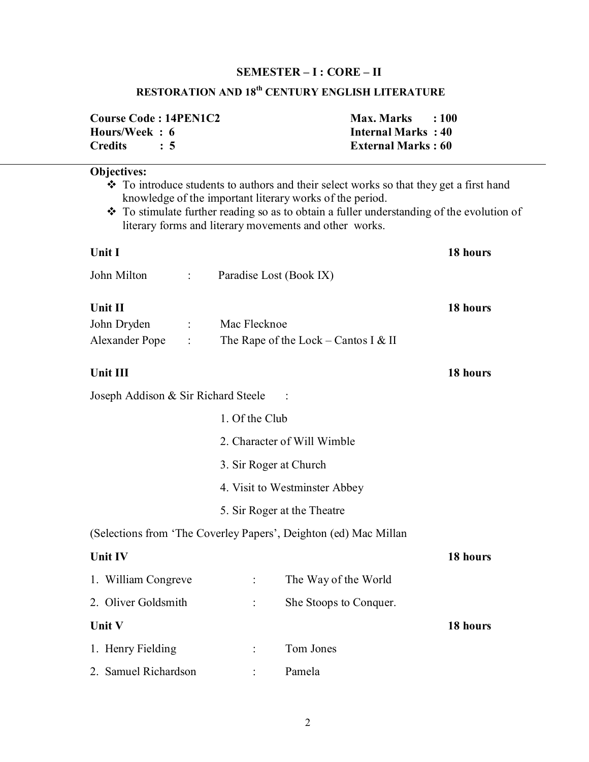## SEMESTER – I : CORE – II

## RESTORATION AND 18th CENTURY ENGLISH LITERATURE

**Course Code : 14PEN1C2**
**Hours/Week : 6**
**Credits : 5**

**Max. Marks : 100**
**Internal Marks : 40**
**External Marks : 60**

**Objectives:**

- To introduce students to authors and their select works so that they get a first hand knowledge of the important literary works of the period.
- To stimulate further reading so as to obtain a fuller understanding of the evolution of literary forms and literary movements and other works.

**Unit I** — **18 hours**

John Milton : Paradise Lost (Book IX)

**Unit II** — **18 hours**

John Dryden : Mac Flecknoe
Alexander Pope : The Rape of the Lock – Cantos I & II

**Unit III** — **18 hours**

Joseph Addison & Sir Richard Steele :

1. Of the Club
2. Character of Will Wimble
3. Sir Roger at Church
4. Visit to Westminster Abbey
5. Sir Roger at the Theatre

(Selections from 'The Coverley Papers', Deighton (ed) Mac Millan

**Unit IV** — **18 hours**

1. William Congreve : The Way of the World
2. Oliver Goldsmith : She Stoops to Conquer.

**Unit V** — **18 hours**

1. Henry Fielding : Tom Jones
2. Samuel Richardson : Pamela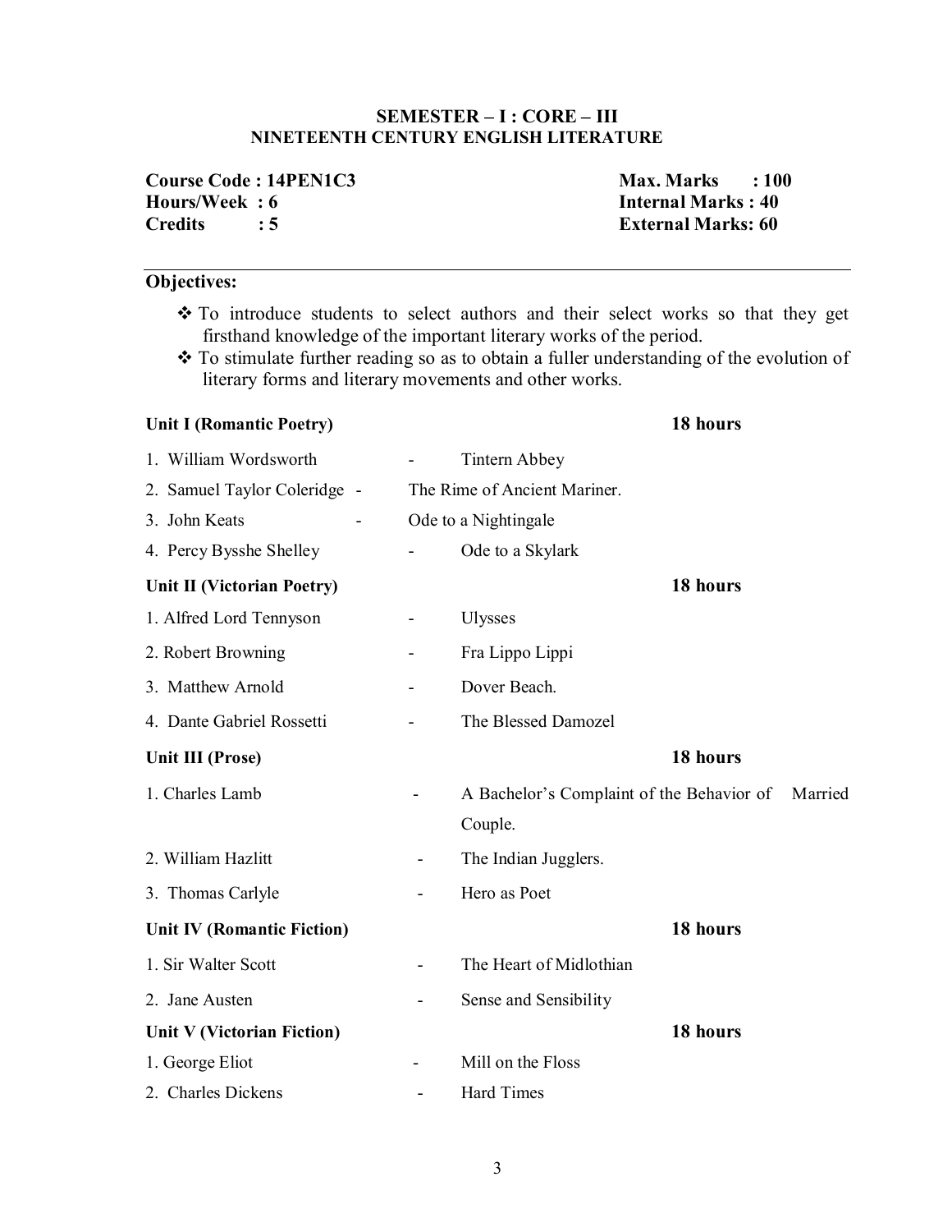## SEMESTER – I : CORE – III
## NINETEENTH CENTURY ENGLISH LITERATURE

**Course Code : 14PEN1C3** **Max. Marks : 100**
**Hours/Week : 6** **Internal Marks : 40**
**Credits : 5** **External Marks: 60**

---

**Objectives:**

- To introduce students to select authors and their select works so that they get firsthand knowledge of the important literary works of the period.
- To stimulate further reading so as to obtain a fuller understanding of the evolution of literary forms and literary movements and other works.

**Unit I (Romantic Poetry)** **18 hours**

1. William Wordsworth - Tintern Abbey
2. Samuel Taylor Coleridge - The Rime of Ancient Mariner.
3. John Keats - Ode to a Nightingale
4. Percy Bysshe Shelley - Ode to a Skylark

**Unit II (Victorian Poetry)** **18 hours**

1. Alfred Lord Tennyson - Ulysses
2. Robert Browning - Fra Lippo Lippi
3. Matthew Arnold - Dover Beach.
4. Dante Gabriel Rossetti - The Blessed Damozel

**Unit III (Prose)** **18 hours**

1. Charles Lamb - A Bachelor's Complaint of the Behavior of Married Couple.
2. William Hazlitt - The Indian Jugglers.
3. Thomas Carlyle - Hero as Poet

**Unit IV (Romantic Fiction)** **18 hours**

1. Sir Walter Scott - The Heart of Midlothian
2. Jane Austen - Sense and Sensibility

**Unit V (Victorian Fiction)** **18 hours**

1. George Eliot - Mill on the Floss
2. Charles Dickens - Hard Times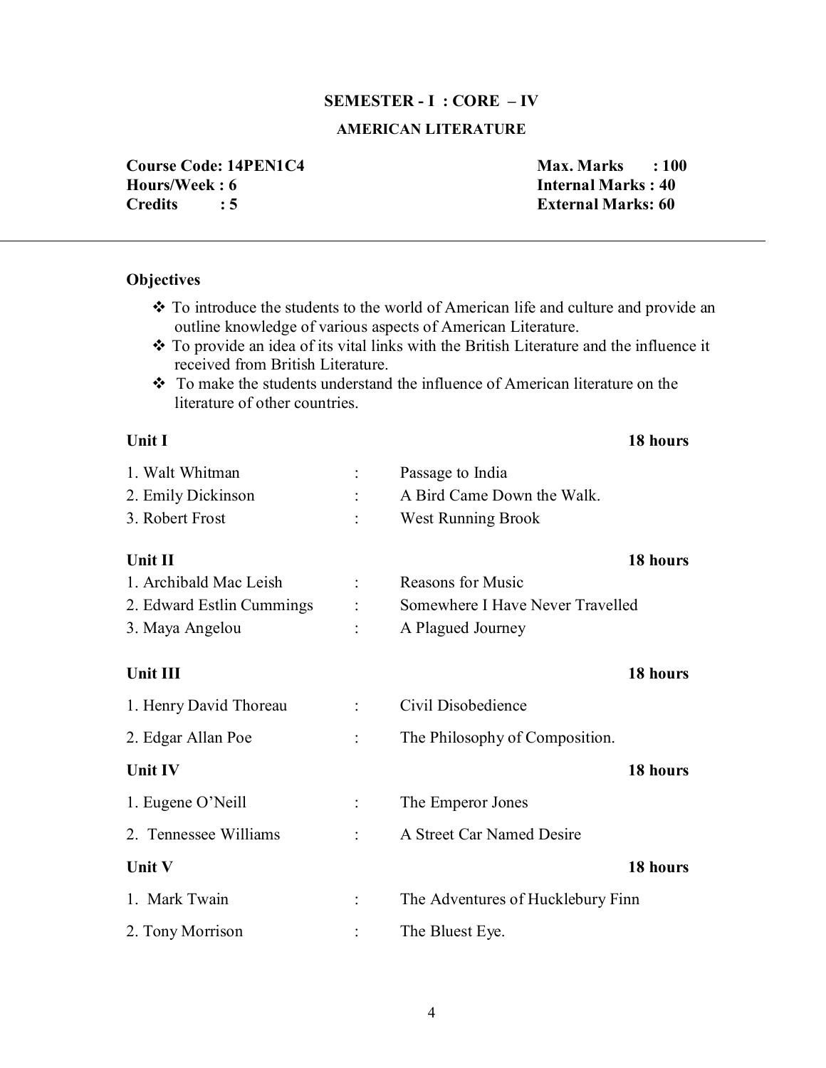## SEMESTER - I : CORE – IV

### AMERICAN LITERATURE

| | |
|---|---|
| **Course Code: 14PEN1C4** | **Max. Marks : 100** |
| **Hours/Week : 6** | **Internal Marks : 40** |
| **Credits : 5** | **External Marks: 60** |

---

**Objectives**

- ❖ To introduce the students to the world of American life and culture and provide an outline knowledge of various aspects of American Literature.
- ❖ To provide an idea of its vital links with the British Literature and the influence it received from British Literature.
- ❖ To make the students understand the influence of American literature on the literature of other countries.

**Unit I** **18 hours**

1. Walt Whitman : Passage to India
2. Emily Dickinson : A Bird Came Down the Walk.
3. Robert Frost : West Running Brook

**Unit II** **18 hours**

1. Archibald Mac Leish : Reasons for Music
2. Edward Estlin Cummings : Somewhere I Have Never Travelled
3. Maya Angelou : A Plagued Journey

**Unit III** **18 hours**

1. Henry David Thoreau : Civil Disobedience
2. Edgar Allan Poe : The Philosophy of Composition.

**Unit IV** **18 hours**

1. Eugene O'Neill : The Emperor Jones
2. Tennessee Williams : A Street Car Named Desire

**Unit V** **18 hours**

1. Mark Twain : The Adventures of Hucklebury Finn
2. Tony Morrison : The Bluest Eye.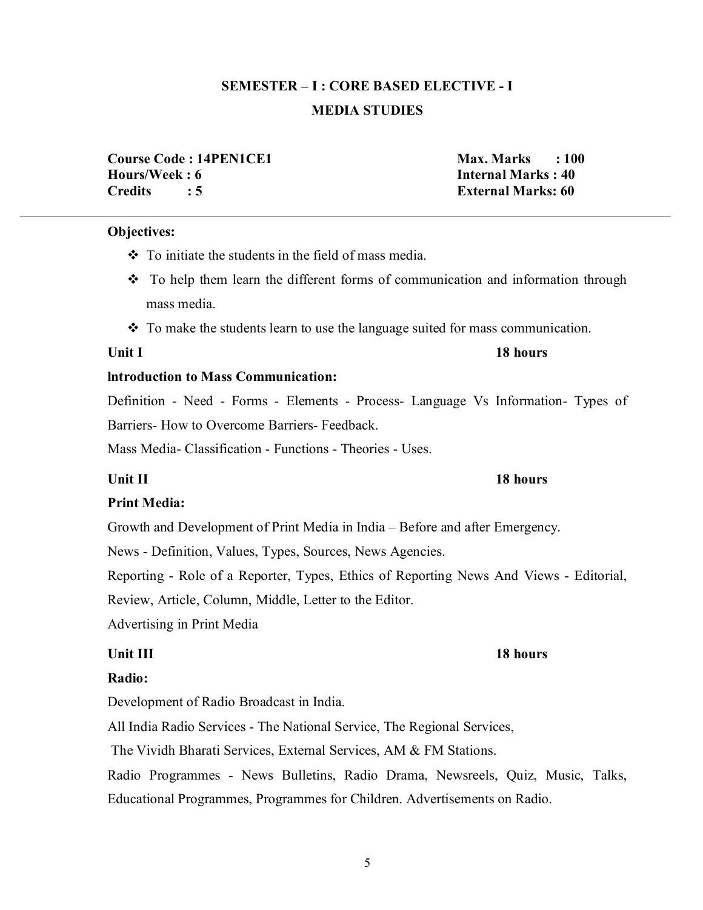## SEMESTER – I : CORE BASED ELECTIVE - I

## MEDIA STUDIES

**Course Code : 14PEN1CE1**
**Hours/Week : 6**
**Credits : 5**

**Max. Marks : 100**
**Internal Marks : 40**
**External Marks: 60**

---

**Objectives:**

- To initiate the students in the field of mass media.
- To help them learn the different forms of communication and information through mass media.
- To make the students learn to use the language suited for mass communication.

**Unit I** **18 hours**

**Introduction to Mass Communication:**

Definition - Need - Forms - Elements - Process- Language Vs Information- Types of Barriers- How to Overcome Barriers- Feedback.

Mass Media- Classification - Functions - Theories - Uses.

**Unit II** **18 hours**

**Print Media:**

Growth and Development of Print Media in India – Before and after Emergency.

News - Definition, Values, Types, Sources, News Agencies.

Reporting - Role of a Reporter, Types, Ethics of Reporting News And Views - Editorial, Review, Article, Column, Middle, Letter to the Editor.

Advertising in Print Media

**Unit III** **18 hours**

**Radio:**

Development of Radio Broadcast in India.

All India Radio Services - The National Service, The Regional Services,

The Vividh Bharati Services, External Services, AM & FM Stations.

Radio Programmes - News Bulletins, Radio Drama, Newsreels, Quiz, Music, Talks, Educational Programmes, Programmes for Children. Advertisements on Radio.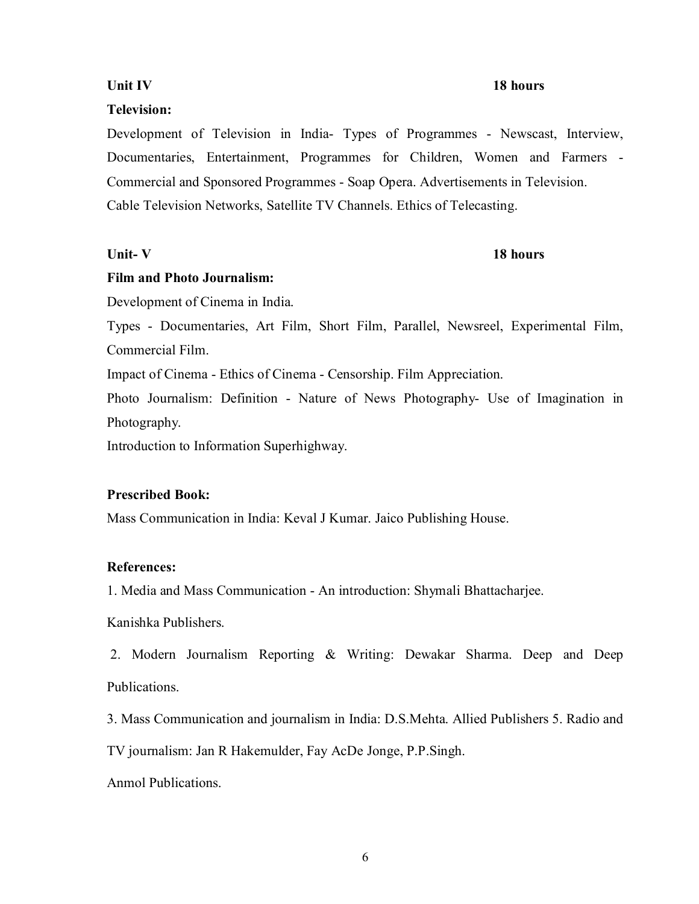**Unit IV** **18 hours**

**Television:**

Development of Television in India- Types of Programmes - Newscast, Interview, Documentaries, Entertainment, Programmes for Children, Women and Farmers - Commercial and Sponsored Programmes - Soap Opera. Advertisements in Television.
Cable Television Networks, Satellite TV Channels. Ethics of Telecasting.

**Unit- V** **18 hours**

**Film and Photo Journalism:**

Development of Cinema in India.

Types - Documentaries, Art Film, Short Film, Parallel, Newsreel, Experimental Film, Commercial Film.

Impact of Cinema - Ethics of Cinema - Censorship. Film Appreciation.

Photo Journalism: Definition - Nature of News Photography- Use of Imagination in Photography.

Introduction to Information Superhighway.

**Prescribed Book:**

Mass Communication in India: Keval J Kumar. Jaico Publishing House.

**References:**

1. Media and Mass Communication - An introduction: Shymali Bhattacharjee. Kanishka Publishers.

2. Modern Journalism Reporting & Writing: Dewakar Sharma. Deep and Deep Publications.

3. Mass Communication and journalism in India: D.S.Mehta. Allied Publishers 5. Radio and TV journalism: Jan R Hakemulder, Fay AcDe Jonge, P.P.Singh. Anmol Publications.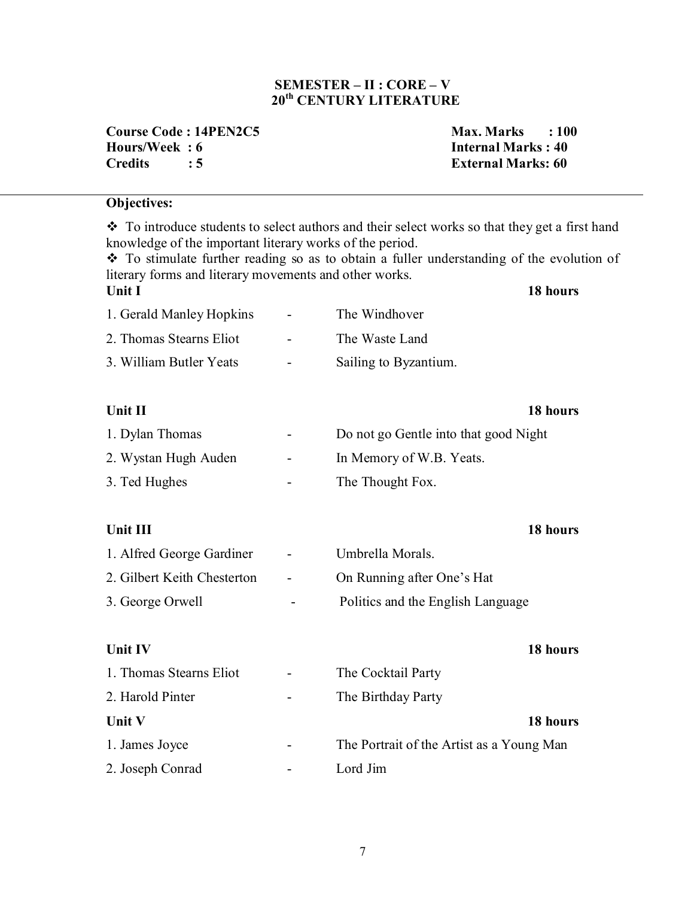## SEMESTER – II : CORE – V
## 20th CENTURY LITERATURE

| | |
|---|---|
| **Course Code : 14PEN2C5** | **Max. Marks : 100** |
| **Hours/Week : 6** | **Internal Marks : 40** |
| **Credits : 5** | **External Marks: 60** |

**Objectives:**

❖ To introduce students to select authors and their select works so that they get a first hand knowledge of the important literary works of the period.

❖ To stimulate further reading so as to obtain a fuller understanding of the evolution of literary forms and literary movements and other works.

**Unit I** **18 hours**

1. Gerald Manley Hopkins - The Windhover
2. Thomas Stearns Eliot - The Waste Land
3. William Butler Yeats - Sailing to Byzantium.

**Unit II** **18 hours**

1. Dylan Thomas - Do not go Gentle into that good Night
2. Wystan Hugh Auden - In Memory of W.B. Yeats.
3. Ted Hughes - The Thought Fox.

**Unit III** **18 hours**

1. Alfred George Gardiner - Umbrella Morals.
2. Gilbert Keith Chesterton - On Running after One's Hat
3. George Orwell - Politics and the English Language

**Unit IV** **18 hours**

1. Thomas Stearns Eliot - The Cocktail Party
2. Harold Pinter - The Birthday Party

**Unit V** **18 hours**

1. James Joyce - The Portrait of the Artist as a Young Man
2. Joseph Conrad - Lord Jim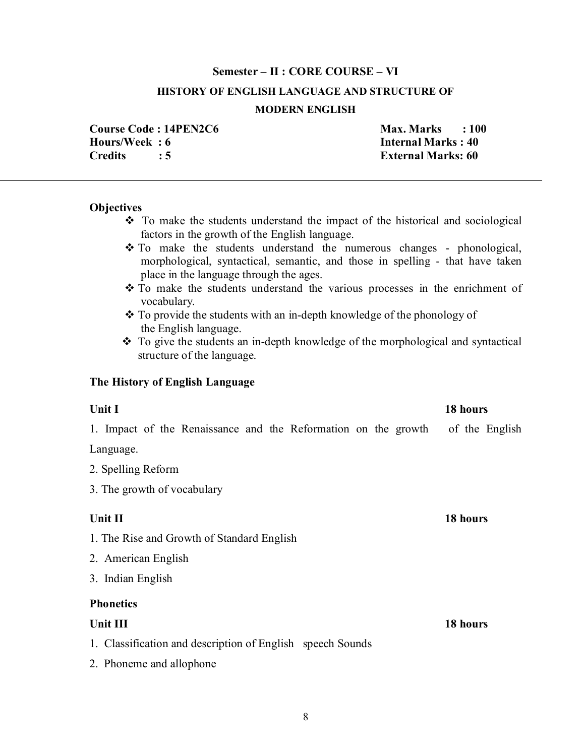**Semester – II : CORE COURSE – VI**

**HISTORY OF ENGLISH LANGUAGE AND STRUCTURE OF MODERN ENGLISH**

| | |
|---|---|
| **Course Code : 14PEN2C6** | **Max. Marks : 100** |
| **Hours/Week : 6** | **Internal Marks : 40** |
| **Credits : 5** | **External Marks: 60** |

---

**Objectives**

- ❖ To make the students understand the impact of the historical and sociological factors in the growth of the English language.
- ❖ To make the students understand the numerous changes - phonological, morphological, syntactical, semantic, and those in spelling - that have taken place in the language through the ages.
- ❖ To make the students understand the various processes in the enrichment of vocabulary.
- ❖ To provide the students with an in-depth knowledge of the phonology of the English language.
- ❖ To give the students an in-depth knowledge of the morphological and syntactical structure of the language.

**The History of English Language**

**Unit I** **18 hours**

1. Impact of the Renaissance and the Reformation on the growth of the English Language.
2. Spelling Reform
3. The growth of vocabulary

**Unit II** **18 hours**

1. The Rise and Growth of Standard English
2. American English
3. Indian English

**Phonetics**

**Unit III** **18 hours**

1. Classification and description of English speech Sounds
2. Phoneme and allophone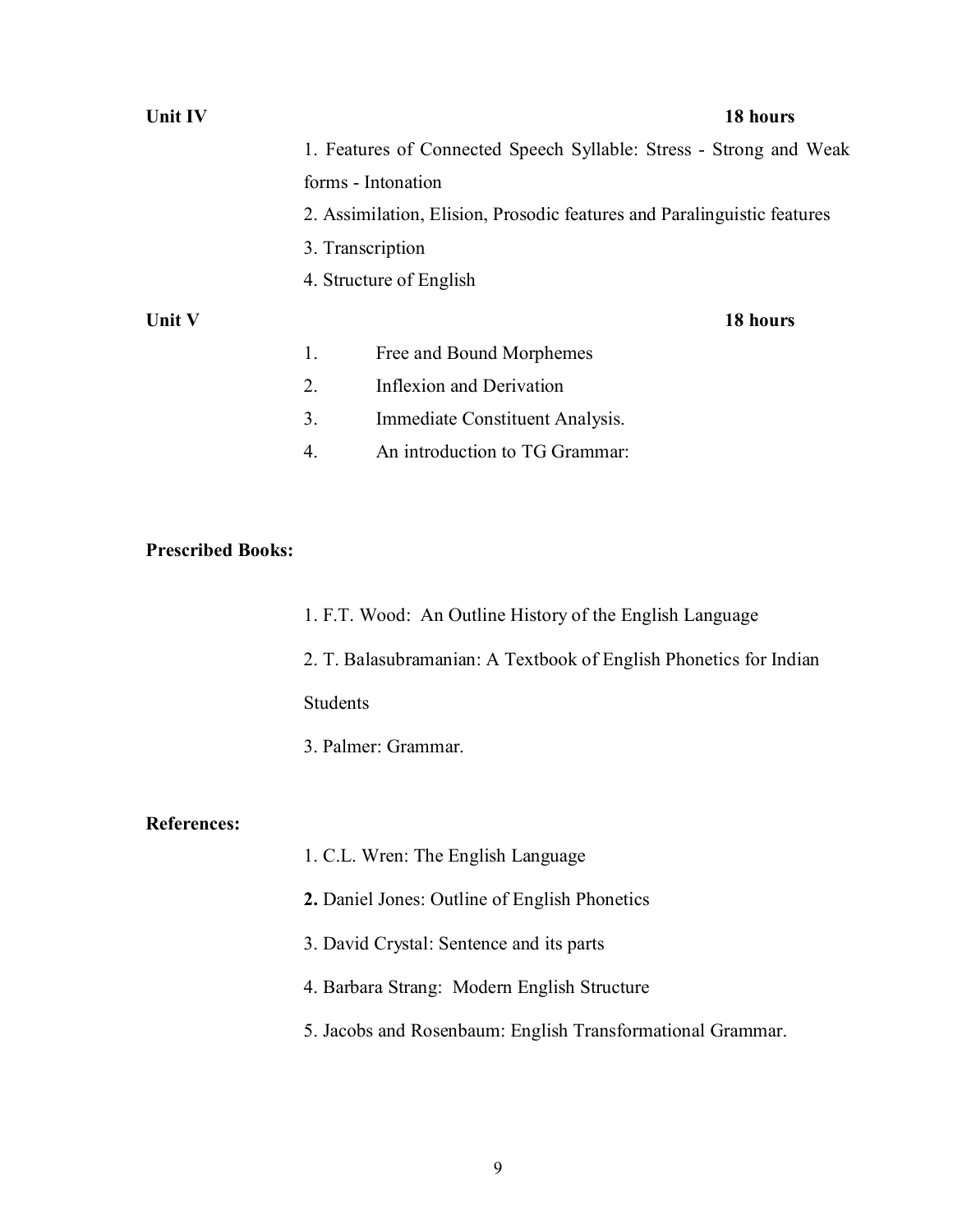**Unit IV** **18 hours**

1. Features of Connected Speech Syllable: Stress - Strong and Weak forms - Intonation
2. Assimilation, Elision, Prosodic features and Paralinguistic features
3. Transcription
4. Structure of English

**Unit V** **18 hours**

1. Free and Bound Morphemes
2. Inflexion and Derivation
3. Immediate Constituent Analysis.
4. An introduction to TG Grammar:

**Prescribed Books:**

1. F.T. Wood: An Outline History of the English Language
2. T. Balasubramanian: A Textbook of English Phonetics for Indian Students
3. Palmer: Grammar.

**References:**

1. C.L. Wren: The English Language
2. Daniel Jones: Outline of English Phonetics
3. David Crystal: Sentence and its parts
4. Barbara Strang: Modern English Structure
5. Jacobs and Rosenbaum: English Transformational Grammar.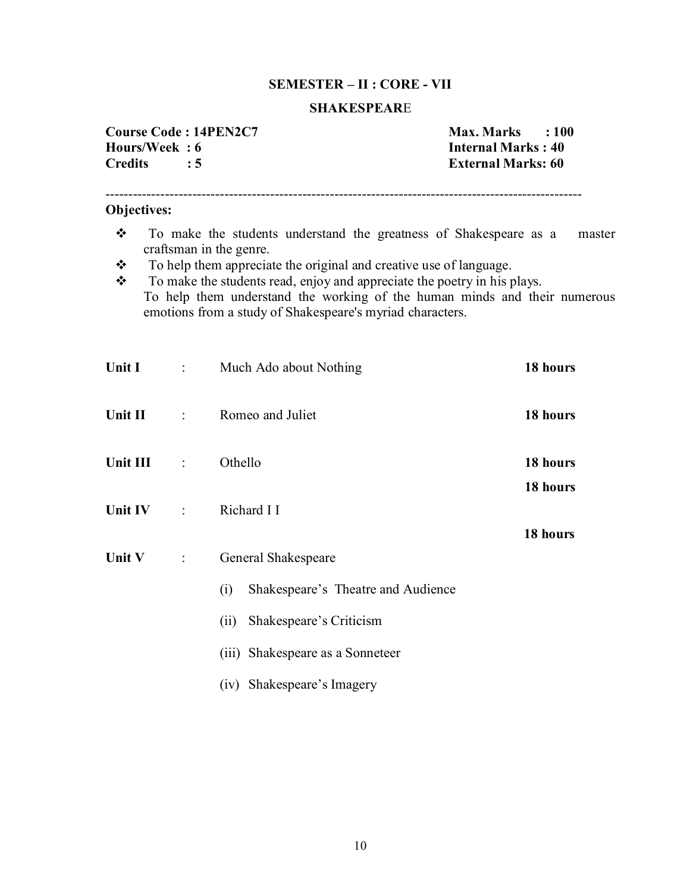## SEMESTER – II : CORE - VII

## SHAKESPEARE

| | |
|---|---|
| **Course Code : 14PEN2C7** | **Max. Marks : 100** |
| **Hours/Week : 6** | **Internal Marks : 40** |
| **Credits : 5** | **External Marks: 60** |

---

**Objectives:**

- To make the students understand the greatness of Shakespeare as a master craftsman in the genre.
- To help them appreciate the original and creative use of language.
- To make the students read, enjoy and appreciate the poetry in his plays.
  To help them understand the working of the human minds and their numerous emotions from a study of Shakespeare's myriad characters.

| | | | |
|---|---|---|---|
| **Unit I** | : | Much Ado about Nothing | **18 hours** |
| **Unit II** | : | Romeo and Juliet | **18 hours** |
| **Unit III** | : | Othello | **18 hours** |
| **Unit IV** | : | Richard I I | **18 hours** |
| **Unit V** | : | General Shakespeare | **18 hours** |

(i) Shakespeare's Theatre and Audience

(ii) Shakespeare's Criticism

(iii) Shakespeare as a Sonneteer

(iv) Shakespeare's Imagery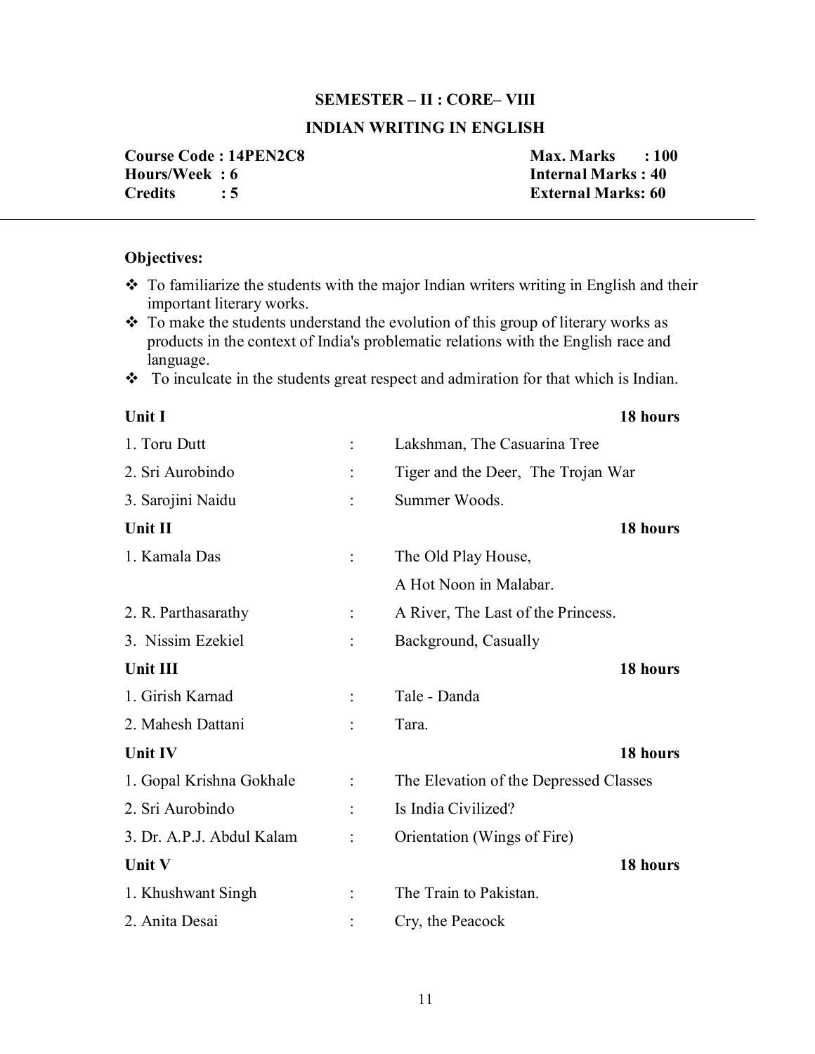## SEMESTER – II : CORE– VIII

## INDIAN WRITING IN ENGLISH

| | |
|---|---|
| **Course Code : 14PEN2C8** | **Max. Marks : 100** |
| **Hours/Week : 6** | **Internal Marks : 40** |
| **Credits : 5** | **External Marks: 60** |

---

**Objectives:**

- ❖ To familiarize the students with the major Indian writers writing in English and their important literary works.
- ❖ To make the students understand the evolution of this group of literary works as products in the context of India's problematic relations with the English race and language.
- ❖ To inculcate in the students great respect and admiration for that which is Indian.

**Unit I** **18 hours**

1. Toru Dutt : Lakshman, The Casuarina Tree
2. Sri Aurobindo : Tiger and the Deer, The Trojan War
3. Sarojini Naidu : Summer Woods.

**Unit II** **18 hours**

1. Kamala Das : The Old Play House, A Hot Noon in Malabar.
2. R. Parthasarathy : A River, The Last of the Princess.
3. Nissim Ezekiel : Background, Casually

**Unit III** **18 hours**

1. Girish Karnad : Tale - Danda
2. Mahesh Dattani : Tara.

**Unit IV** **18 hours**

1. Gopal Krishna Gokhale : The Elevation of the Depressed Classes
2. Sri Aurobindo : Is India Civilized?
3. Dr. A.P.J. Abdul Kalam : Orientation (Wings of Fire)

**Unit V** **18 hours**

1. Khushwant Singh : The Train to Pakistan.
2. Anita Desai : Cry, the Peacock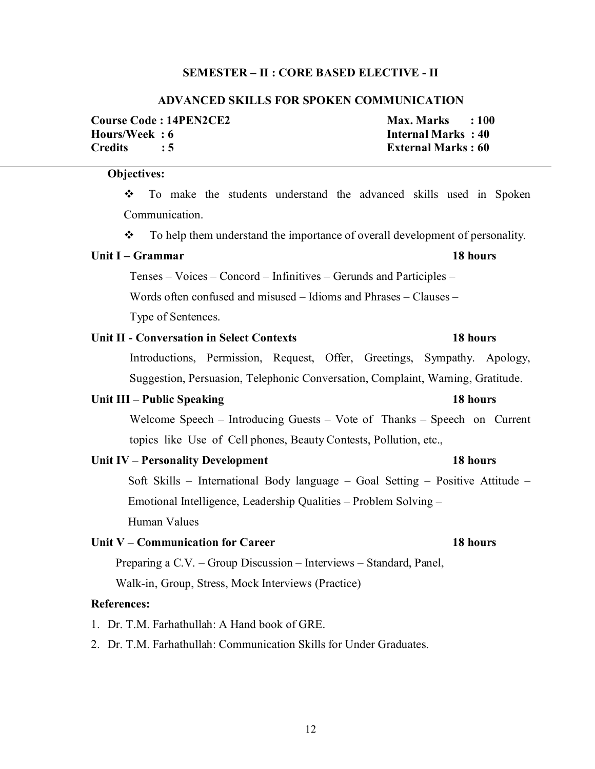## SEMESTER – II : CORE BASED ELECTIVE - II

## ADVANCED SKILLS FOR SPOKEN COMMUNICATION

**Course Code : 14PEN2CE2** &nbsp;&nbsp;&nbsp;&nbsp; **Max. Marks : 100**
**Hours/Week : 6** &nbsp;&nbsp;&nbsp;&nbsp; **Internal Marks : 40**
**Credits : 5** &nbsp;&nbsp;&nbsp;&nbsp; **External Marks : 60**

---

**Objectives:**

- ❖ To make the students understand the advanced skills used in Spoken Communication.
- ❖ To help them understand the importance of overall development of personality.

**Unit I – Grammar** &nbsp;&nbsp;&nbsp;&nbsp; **18 hours**

Tenses – Voices – Concord – Infinitives – Gerunds and Participles – Words often confused and misused – Idioms and Phrases – Clauses – Type of Sentences.

**Unit II - Conversation in Select Contexts** &nbsp;&nbsp;&nbsp;&nbsp; **18 hours**

Introductions, Permission, Request, Offer, Greetings, Sympathy. Apology, Suggestion, Persuasion, Telephonic Conversation, Complaint, Warning, Gratitude.

**Unit III – Public Speaking** &nbsp;&nbsp;&nbsp;&nbsp; **18 hours**

Welcome Speech – Introducing Guests – Vote of Thanks – Speech on Current topics like Use of Cell phones, Beauty Contests, Pollution, etc.,

**Unit IV – Personality Development** &nbsp;&nbsp;&nbsp;&nbsp; **18 hours**

Soft Skills – International Body language – Goal Setting – Positive Attitude – Emotional Intelligence, Leadership Qualities – Problem Solving – Human Values

**Unit V – Communication for Career** &nbsp;&nbsp;&nbsp;&nbsp; **18 hours**

Preparing a C.V. – Group Discussion – Interviews – Standard, Panel, Walk-in, Group, Stress, Mock Interviews (Practice)

**References:**

1. Dr. T.M. Farhathullah: A Hand book of GRE.
2. Dr. T.M. Farhathullah: Communication Skills for Under Graduates.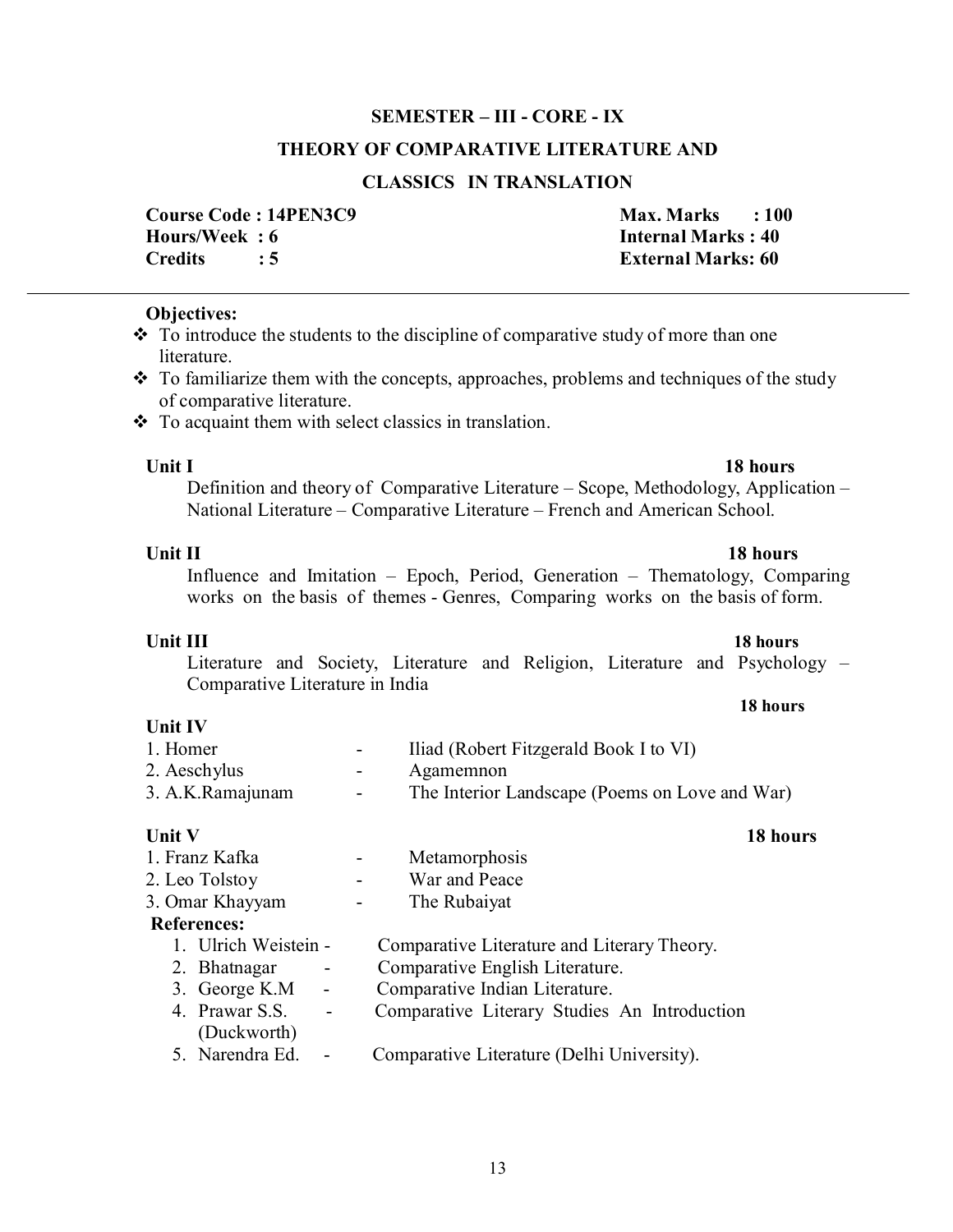## SEMESTER – III - CORE - IX

## THEORY OF COMPARATIVE LITERATURE AND CLASSICS IN TRANSLATION

**Course Code : 14PEN3C9** &nbsp;&nbsp;&nbsp;&nbsp; **Max. Marks : 100**
**Hours/Week : 6** &nbsp;&nbsp;&nbsp;&nbsp; **Internal Marks : 40**
**Credits : 5** &nbsp;&nbsp;&nbsp;&nbsp; **External Marks: 60**

---

**Objectives:**

- To introduce the students to the discipline of comparative study of more than one literature.
- To familiarize them with the concepts, approaches, problems and techniques of the study of comparative literature.
- To acquaint them with select classics in translation.

**Unit I** &nbsp;&nbsp;&nbsp;&nbsp; **18 hours**

Definition and theory of Comparative Literature – Scope, Methodology, Application – National Literature – Comparative Literature – French and American School.

**Unit II** &nbsp;&nbsp;&nbsp;&nbsp; **18 hours**

Influence and Imitation – Epoch, Period, Generation – Thematology, Comparing works on the basis of themes - Genres, Comparing works on the basis of form.

**Unit III** &nbsp;&nbsp;&nbsp;&nbsp; **18 hours**

Literature and Society, Literature and Religion, Literature and Psychology – Comparative Literature in India

**Unit IV** &nbsp;&nbsp;&nbsp;&nbsp; **18 hours**

1. Homer - Iliad (Robert Fitzgerald Book I to VI)
2. Aeschylus - Agamemnon
3. A.K.Ramajunam - The Interior Landscape (Poems on Love and War)

**Unit V** &nbsp;&nbsp;&nbsp;&nbsp; **18 hours**

1. Franz Kafka - Metamorphosis
2. Leo Tolstoy - War and Peace
3. Omar Khayyam - The Rubaiyat

**References:**

1. Ulrich Weistein - Comparative Literature and Literary Theory.
2. Bhatnagar - Comparative English Literature.
3. George K.M - Comparative Indian Literature.
4. Prawar S.S. (Duckworth) - Comparative Literary Studies An Introduction
5. Narendra Ed. - Comparative Literature (Delhi University).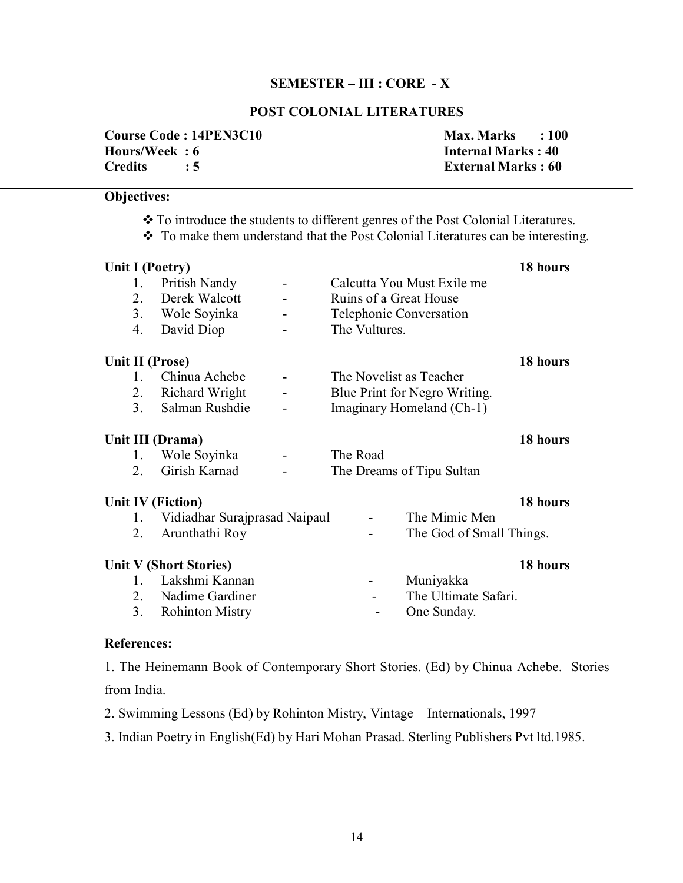## SEMESTER – III : CORE - X

## POST COLONIAL LITERATURES

| | |
|---|---|
| **Course Code : 14PEN3C10** | **Max. Marks : 100** |
| **Hours/Week : 6** | **Internal Marks : 40** |
| **Credits : 5** | **External Marks : 60** |

**Objectives:**

- To introduce the students to different genres of the Post Colonial Literatures.
- To make them understand that the Post Colonial Literatures can be interesting.

**Unit I (Poetry)** **18 hours**

1. Pritish Nandy - Calcutta You Must Exile me
2. Derek Walcott - Ruins of a Great House
3. Wole Soyinka - Telephonic Conversation
4. David Diop - The Vultures.

**Unit II (Prose)** **18 hours**

1. Chinua Achebe - The Novelist as Teacher
2. Richard Wright - Blue Print for Negro Writing.
3. Salman Rushdie - Imaginary Homeland (Ch-1)

**Unit III (Drama)** **18 hours**

1. Wole Soyinka - The Road
2. Girish Karnad - The Dreams of Tipu Sultan

**Unit IV (Fiction)** **18 hours**

1. Vidiadhar Surajprasad Naipaul - The Mimic Men
2. Arunthathi Roy - The God of Small Things.

**Unit V (Short Stories)** **18 hours**

1. Lakshmi Kannan - Muniyakka
2. Nadime Gardiner - The Ultimate Safari.
3. Rohinton Mistry - One Sunday.

**References:**

1. The Heinemann Book of Contemporary Short Stories. (Ed) by Chinua Achebe. Stories from India.
2. Swimming Lessons (Ed) by Rohinton Mistry, Vintage Internationals, 1997
3. Indian Poetry in English(Ed) by Hari Mohan Prasad. Sterling Publishers Pvt ltd.1985.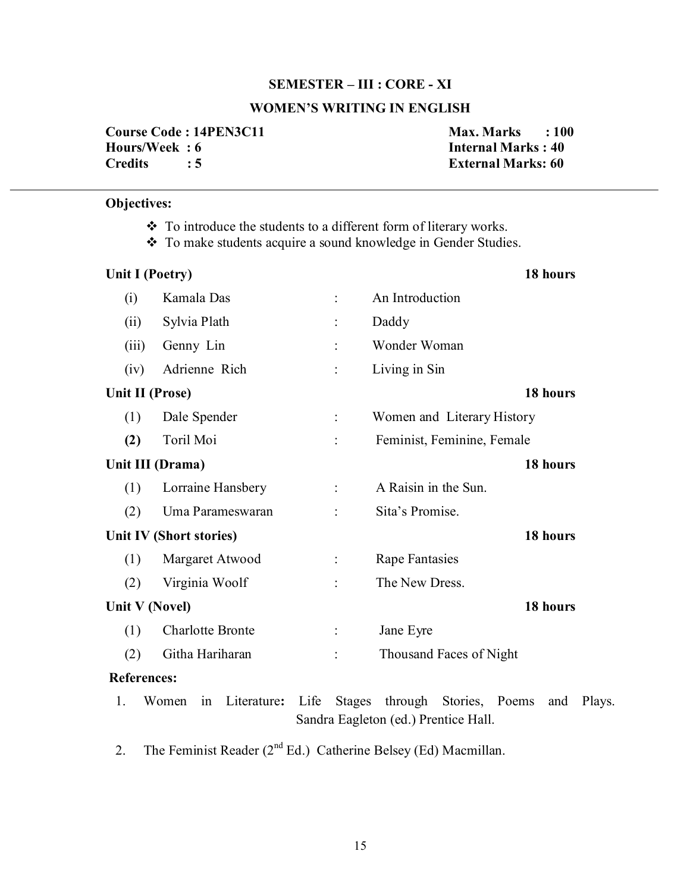## SEMESTER – III : CORE - XI

## WOMEN'S WRITING IN ENGLISH

| | |
|---|---|
| **Course Code : 14PEN3C11** | **Max. Marks : 100** |
| **Hours/Week : 6** | **Internal Marks : 40** |
| **Credits : 5** | **External Marks: 60** |

---

**Objectives:**

- To introduce the students to a different form of literary works.
- To make students acquire a sound knowledge in Gender Studies.

**Unit I (Poetry)** **18 hours**

| | | | |
|---|---|---|---|
| (i) | Kamala Das | : | An Introduction |
| (ii) | Sylvia Plath | : | Daddy |
| (iii) | Genny Lin | : | Wonder Woman |
| (iv) | Adrienne Rich | : | Living in Sin |

**Unit II (Prose)** **18 hours**

| | | | |
|---|---|---|---|
| (1) | Dale Spender | : | Women and Literary History |
| **(2)** | Toril Moi | : | Feminist, Feminine, Female |

**Unit III (Drama)** **18 hours**

| | | | |
|---|---|---|---|
| (1) | Lorraine Hansbery | : | A Raisin in the Sun. |
| (2) | Uma Parameswaran | : | Sita's Promise. |

**Unit IV (Short stories)** **18 hours**

| | | | |
|---|---|---|---|
| (1) | Margaret Atwood | : | Rape Fantasies |
| (2) | Virginia Woolf | : | The New Dress. |

**Unit V (Novel)** **18 hours**

| | | | |
|---|---|---|---|
| (1) | Charlotte Bronte | : | Jane Eyre |
| (2) | Githa Hariharan | : | Thousand Faces of Night |

**References:**

1. Women in Literature**:** Life Stages through Stories, Poems and Plays. Sandra Eagleton (ed.) Prentice Hall.
2. The Feminist Reader (2nd Ed.) Catherine Belsey (Ed) Macmillan.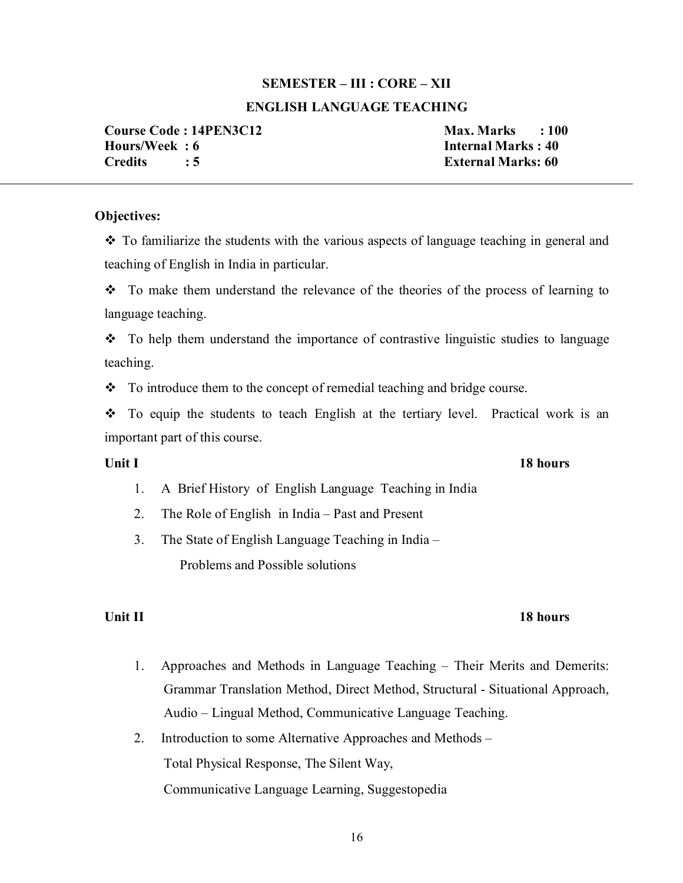**SEMESTER – III : CORE – XII**

**ENGLISH LANGUAGE TEACHING**

| | |
|---|---|
| **Course Code : 14PEN3C12** | **Max. Marks : 100** |
| **Hours/Week : 6** | **Internal Marks : 40** |
| **Credits : 5** | **External Marks: 60** |

---

**Objectives:**

- ❖ To familiarize the students with the various aspects of language teaching in general and teaching of English in India in particular.
- ❖ To make them understand the relevance of the theories of the process of learning to language teaching.
- ❖ To help them understand the importance of contrastive linguistic studies to language teaching.
- ❖ To introduce them to the concept of remedial teaching and bridge course.
- ❖ To equip the students to teach English at the tertiary level. Practical work is an important part of this course.

**Unit I** **18 hours**

1. A Brief History of English Language Teaching in India
2. The Role of English in India – Past and Present
3. The State of English Language Teaching in India – Problems and Possible solutions

**Unit II** **18 hours**

1. Approaches and Methods in Language Teaching – Their Merits and Demerits: Grammar Translation Method, Direct Method, Structural - Situational Approach, Audio – Lingual Method, Communicative Language Teaching.
2. Introduction to some Alternative Approaches and Methods – Total Physical Response, The Silent Way, Communicative Language Learning, Suggestopedia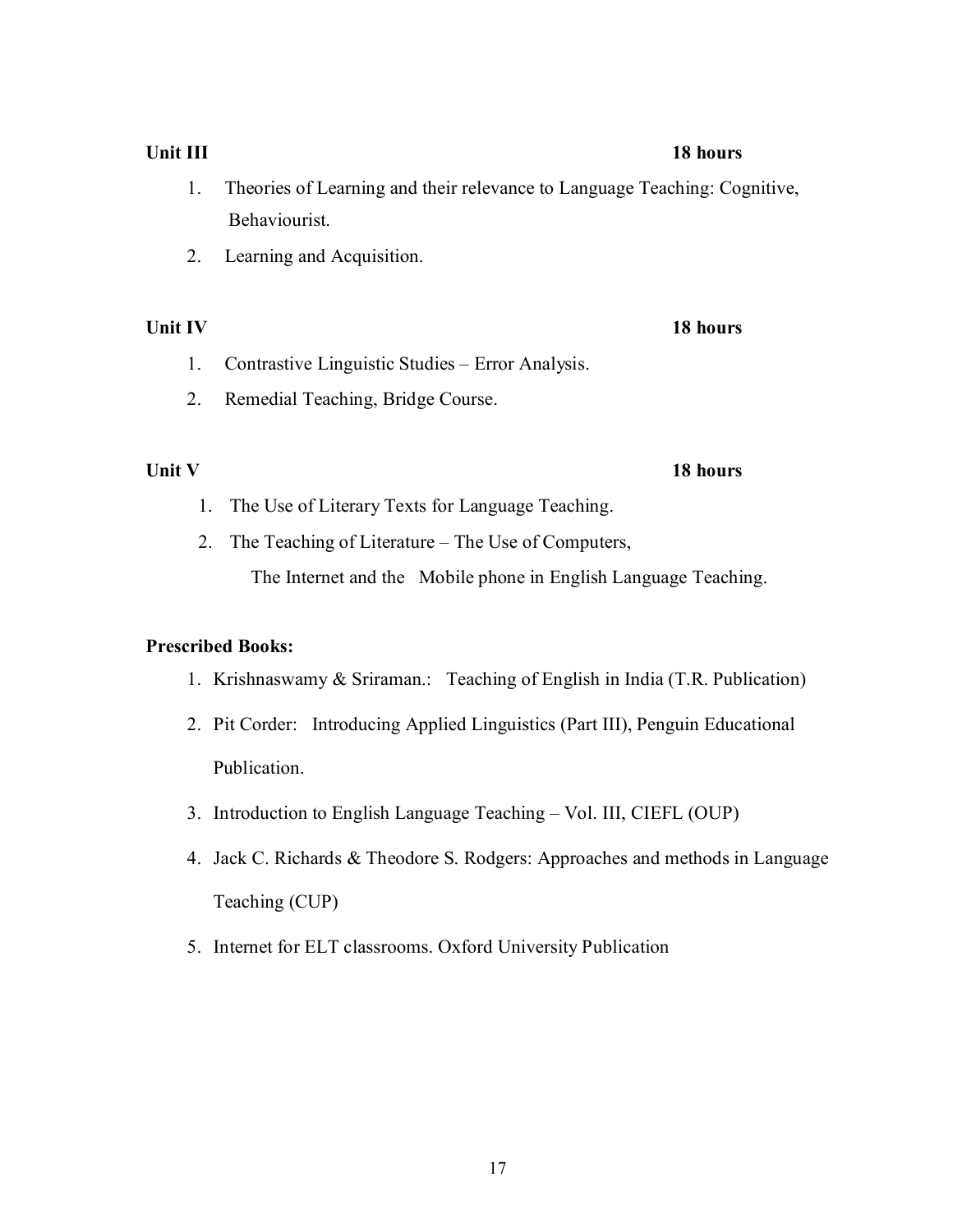**Unit III** **18 hours**

1. Theories of Learning and their relevance to Language Teaching: Cognitive, Behaviourist.
2. Learning and Acquisition.

**Unit IV** **18 hours**

1. Contrastive Linguistic Studies – Error Analysis.
2. Remedial Teaching, Bridge Course.

**Unit V** **18 hours**

1. The Use of Literary Texts for Language Teaching.
2. The Teaching of Literature – The Use of Computers, The Internet and the Mobile phone in English Language Teaching.

**Prescribed Books:**

1. Krishnaswamy & Sriraman.: Teaching of English in India (T.R. Publication)
2. Pit Corder: Introducing Applied Linguistics (Part III), Penguin Educational Publication.
3. Introduction to English Language Teaching – Vol. III, CIEFL (OUP)
4. Jack C. Richards & Theodore S. Rodgers: Approaches and methods in Language Teaching (CUP)
5. Internet for ELT classrooms. Oxford University Publication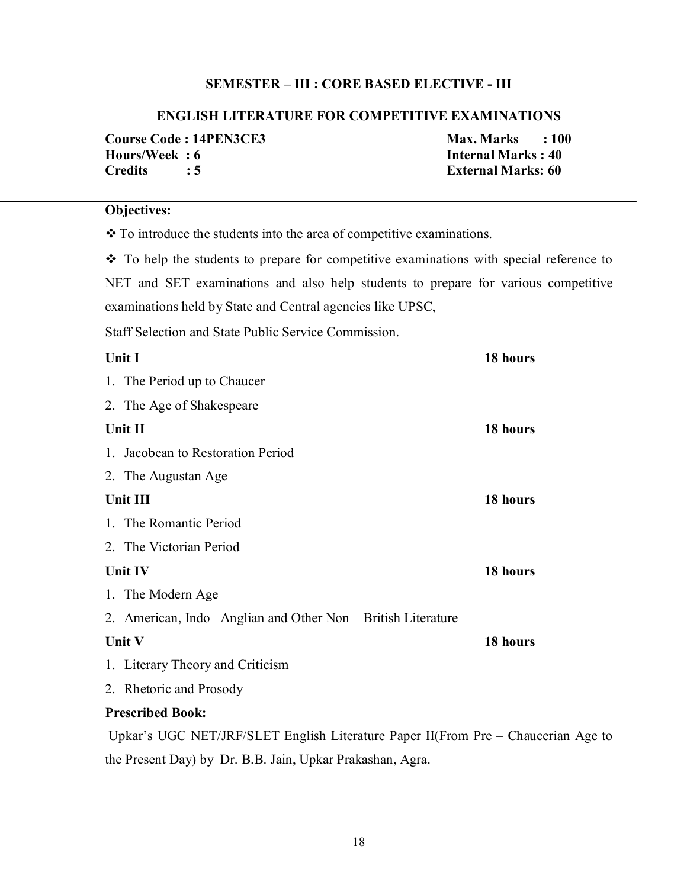## SEMESTER – III : CORE BASED ELECTIVE - III

### ENGLISH LITERATURE FOR COMPETITIVE EXAMINATIONS

| | |
|---|---|
| **Course Code : 14PEN3CE3** | **Max. Marks : 100** |
| **Hours/Week : 6** | **Internal Marks : 40** |
| **Credits : 5** | **External Marks: 60** |

---

**Objectives:**

❖ To introduce the students into the area of competitive examinations.

❖ To help the students to prepare for competitive examinations with special reference to NET and SET examinations and also help students to prepare for various competitive examinations held by State and Central agencies like UPSC, Staff Selection and State Public Service Commission.

**Unit I** **18 hours**

1. The Period up to Chaucer
2. The Age of Shakespeare

**Unit II** **18 hours**

1. Jacobean to Restoration Period
2. The Augustan Age

**Unit III** **18 hours**

1. The Romantic Period
2. The Victorian Period

**Unit IV** **18 hours**

1. The Modern Age
2. American, Indo –Anglian and Other Non – British Literature

**Unit V** **18 hours**

1. Literary Theory and Criticism
2. Rhetoric and Prosody

**Prescribed Book:**

Upkar's UGC NET/JRF/SLET English Literature Paper II(From Pre – Chaucerian Age to the Present Day) by Dr. B.B. Jain, Upkar Prakashan, Agra.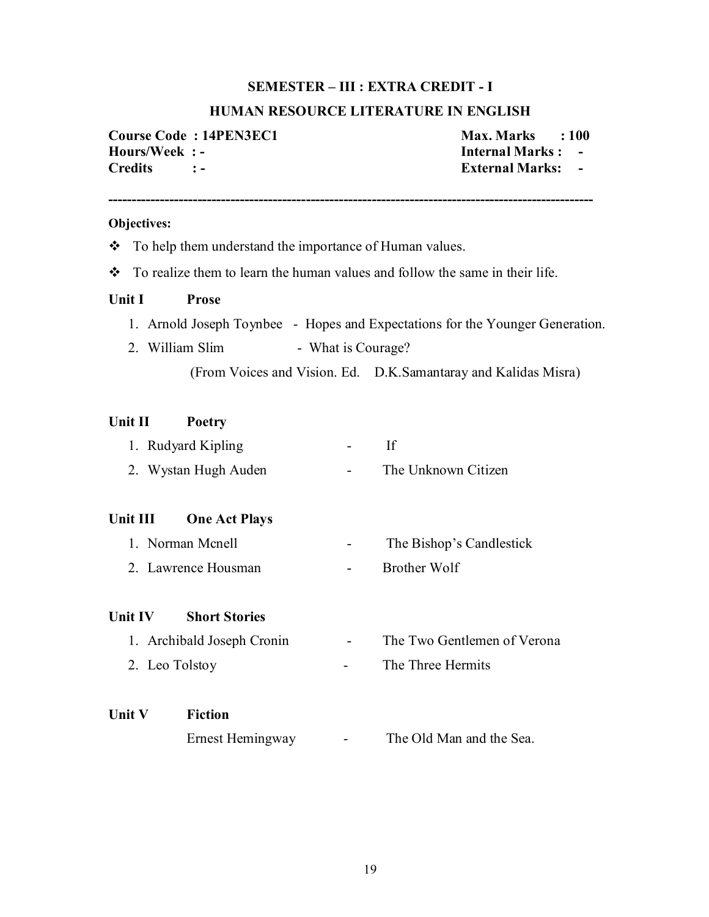## SEMESTER – III : EXTRA CREDIT - I

## HUMAN RESOURCE LITERATURE IN ENGLISH

| | |
|---|---|
| **Course Code : 14PEN3EC1** | **Max. Marks : 100** |
| **Hours/Week : -** | **Internal Marks : -** |
| **Credits : -** | **External Marks: -** |

-----------------------------------------------------------------------------------------------------------

**Objectives:**

- To help them understand the importance of Human values.
- To realize them to learn the human values and follow the same in their life.

**Unit I Prose**

1. Arnold Joseph Toynbee - Hopes and Expectations for the Younger Generation.
2. William Slim - What is Courage?

   (From Voices and Vision. Ed. D.K.Samantaray and Kalidas Misra)

**Unit II Poetry**

1. Rudyard Kipling - If
2. Wystan Hugh Auden - The Unknown Citizen

**Unit III One Act Plays**

1. Norman Mcnell - The Bishop's Candlestick
2. Lawrence Housman - Brother Wolf

**Unit IV Short Stories**

1. Archibald Joseph Cronin - The Two Gentlemen of Verona
2. Leo Tolstoy - The Three Hermits

**Unit V Fiction**

Ernest Hemingway - The Old Man and the Sea.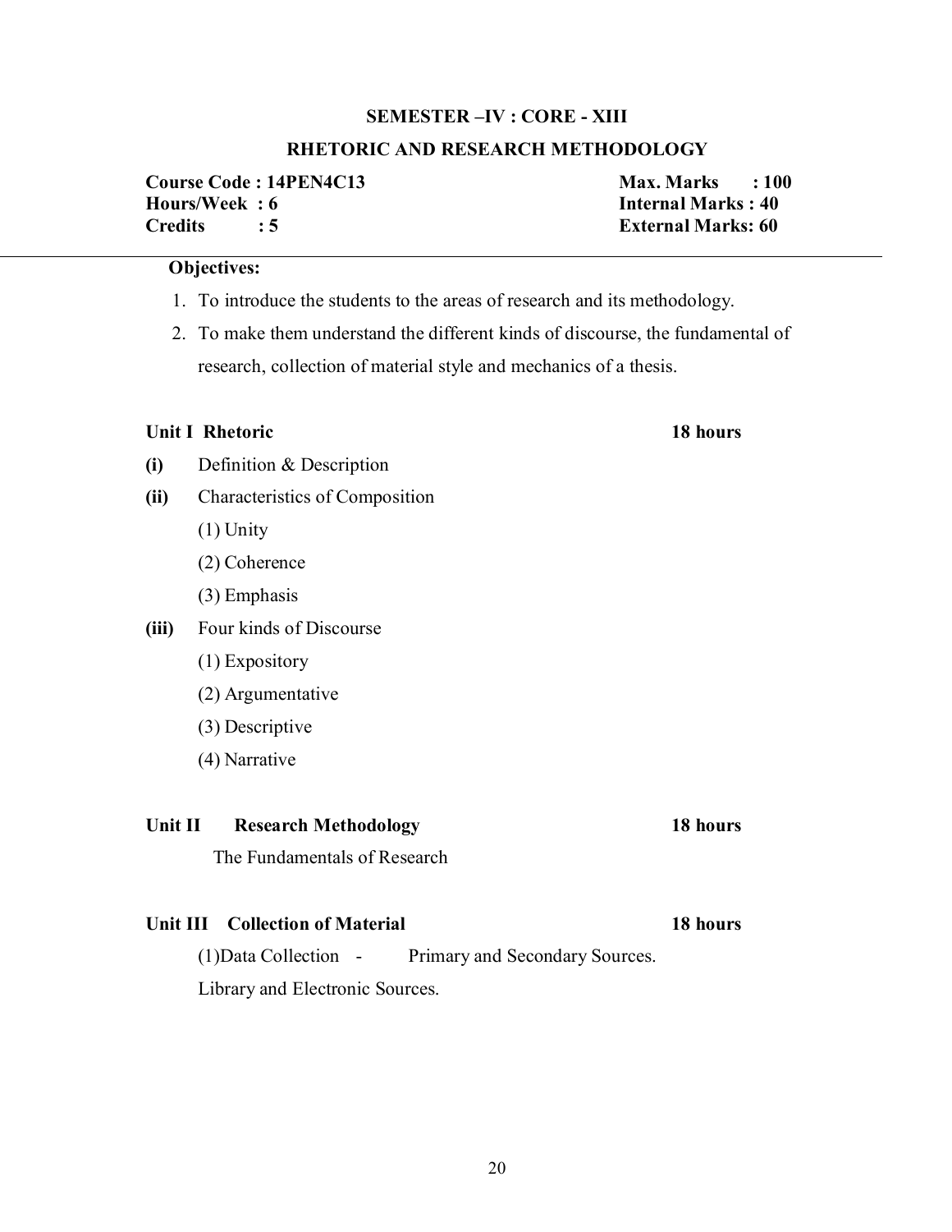## SEMESTER –IV : CORE - XIII

## RHETORIC AND RESEARCH METHODOLOGY

| | |
|---|---|
| **Course Code : 14PEN4C13** | **Max. Marks : 100** |
| **Hours/Week : 6** | **Internal Marks : 40** |
| **Credits : 5** | **External Marks: 60** |

**Objectives:**

1. To introduce the students to the areas of research and its methodology.
2. To make them understand the different kinds of discourse, the fundamental of research, collection of material style and mechanics of a thesis.

**Unit I Rhetoric** **18 hours**

**(i)** Definition & Description

**(ii)** Characteristics of Composition

(1) Unity

(2) Coherence

(3) Emphasis

**(iii)** Four kinds of Discourse

(1) Expository

(2) Argumentative

(3) Descriptive

(4) Narrative

**Unit II Research Methodology** **18 hours**

The Fundamentals of Research

**Unit III Collection of Material** **18 hours**

(1)Data Collection - Primary and Secondary Sources.

Library and Electronic Sources.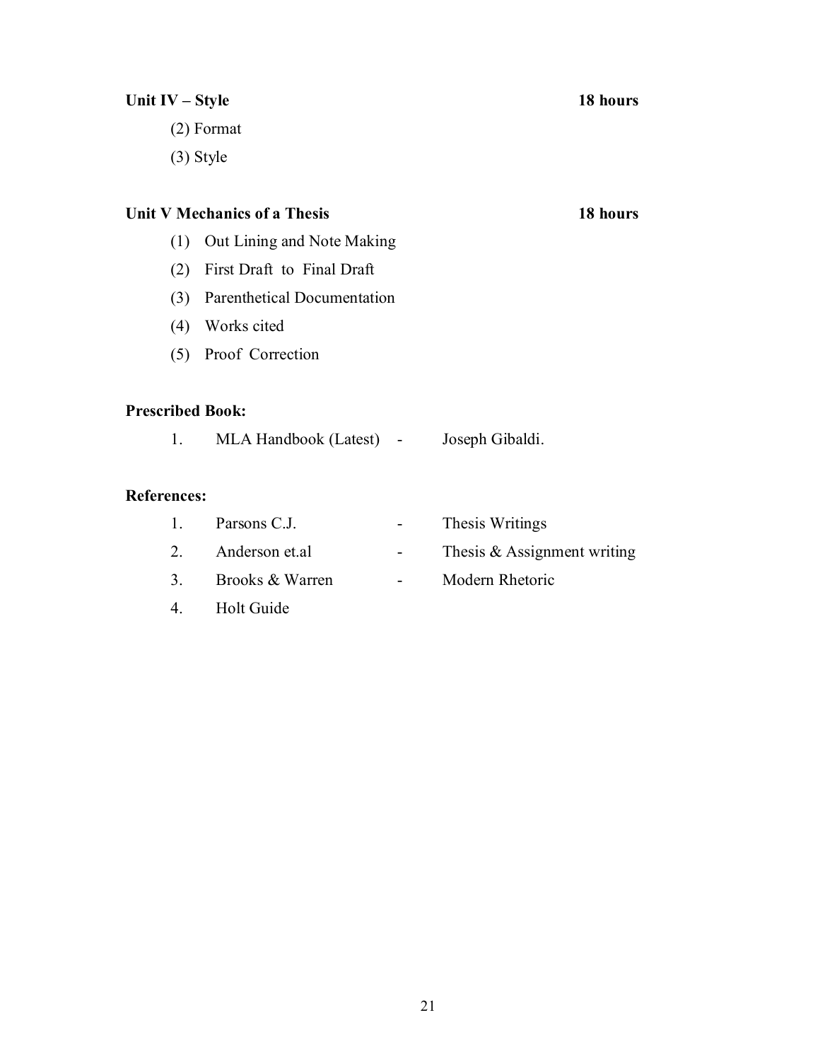**Unit IV – Style** **18 hours**

(2) Format

(3) Style

**Unit V Mechanics of a Thesis** **18 hours**

(1) Out Lining and Note Making

(2) First Draft to Final Draft

(3) Parenthetical Documentation

(4) Works cited

(5) Proof Correction

**Prescribed Book:**

1. MLA Handbook (Latest) - Joseph Gibaldi.

**References:**

1. Parsons C.J. - Thesis Writings
2. Anderson et.al - Thesis & Assignment writing
3. Brooks & Warren - Modern Rhetoric
4. Holt Guide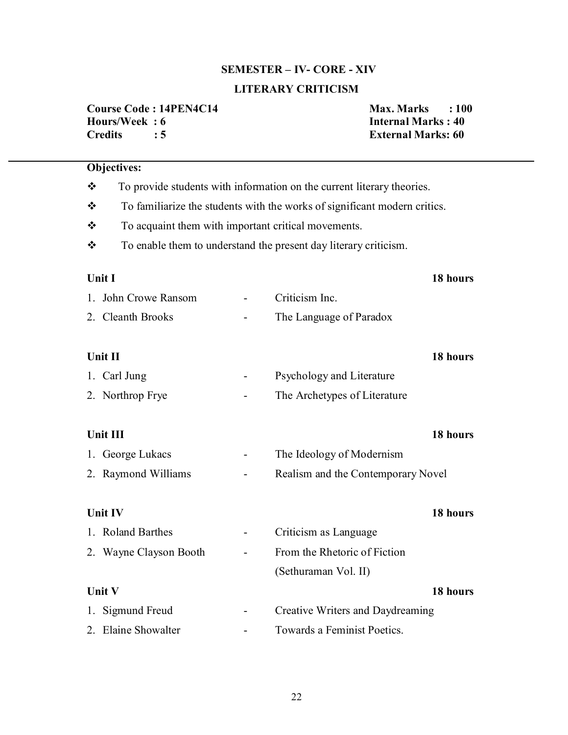## SEMESTER – IV- CORE - XIV

## LITERARY CRITICISM

| | |
|---|---|
| **Course Code : 14PEN4C14** | **Max. Marks : 100** |
| **Hours/Week : 6** | **Internal Marks : 40** |
| **Credits : 5** | **External Marks: 60** |

---

**Objectives:**

- ❖ To provide students with information on the current literary theories.
- ❖ To familiarize the students with the works of significant modern critics.
- ❖ To acquaint them with important critical movements.
- ❖ To enable them to understand the present day literary criticism.

**Unit I** — **18 hours**

1. John Crowe Ransom - Criticism Inc.
2. Cleanth Brooks - The Language of Paradox

**Unit II** — **18 hours**

1. Carl Jung - Psychology and Literature
2. Northrop Frye - The Archetypes of Literature

**Unit III** — **18 hours**

1. George Lukacs - The Ideology of Modernism
2. Raymond Williams - Realism and the Contemporary Novel

**Unit IV** — **18 hours**

1. Roland Barthes - Criticism as Language
2. Wayne Clayson Booth - From the Rhetoric of Fiction (Sethuraman Vol. II)

**Unit V** — **18 hours**

1. Sigmund Freud - Creative Writers and Daydreaming
2. Elaine Showalter - Towards a Feminist Poetics.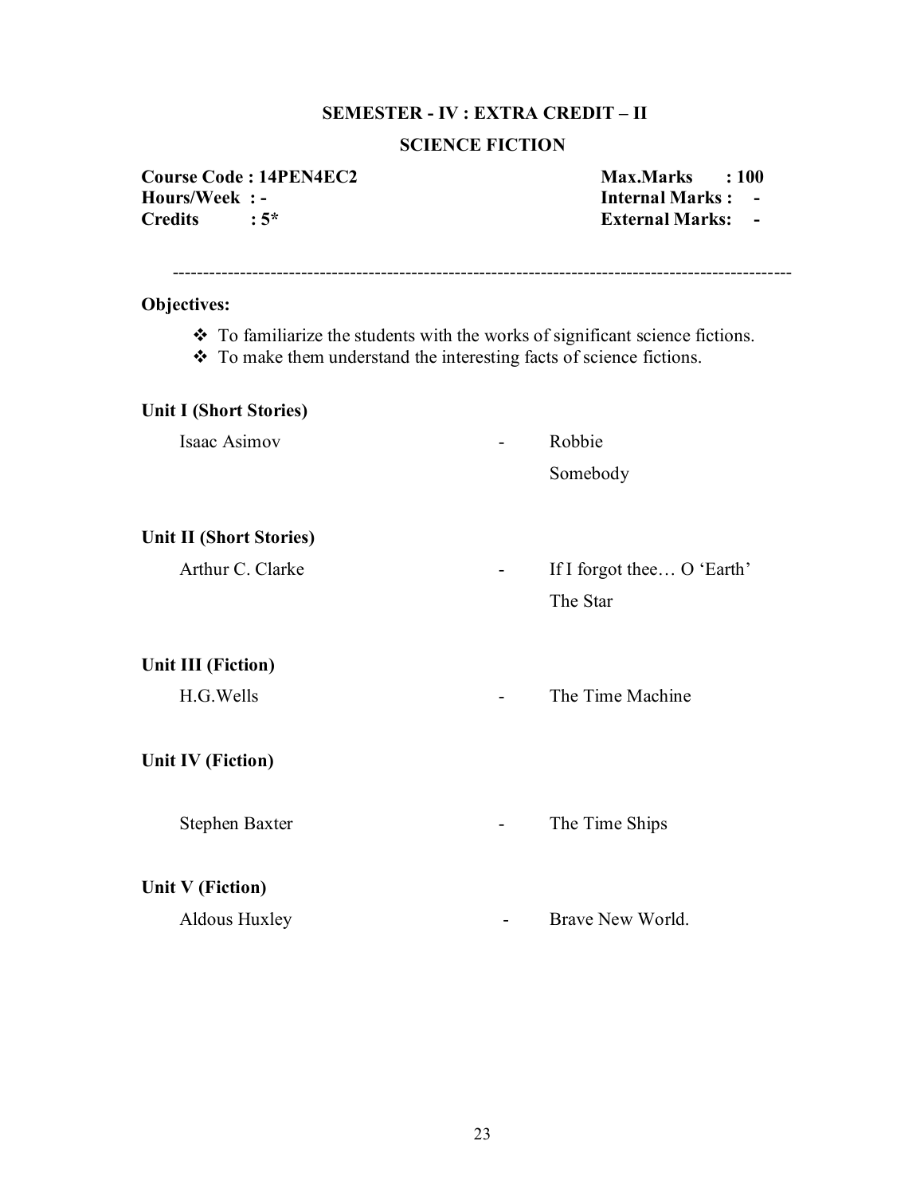## SEMESTER - IV : EXTRA CREDIT – II

## SCIENCE FICTION

| | |
|---|---|
| **Course Code : 14PEN4EC2** | **Max.Marks : 100** |
| **Hours/Week : -** | **Internal Marks : -** |
| **Credits : 5*** | **External Marks: -** |

---

**Objectives:**

- To familiarize the students with the works of significant science fictions.
- To make them understand the interesting facts of science fictions.

**Unit I (Short Stories)**

Isaac Asimov - Robbie
Somebody

**Unit II (Short Stories)**

Arthur C. Clarke - If I forgot thee… O 'Earth'
The Star

**Unit III (Fiction)**

H.G.Wells - The Time Machine

**Unit IV (Fiction)**

Stephen Baxter - The Time Ships

**Unit V (Fiction)**

Aldous Huxley - Brave New World.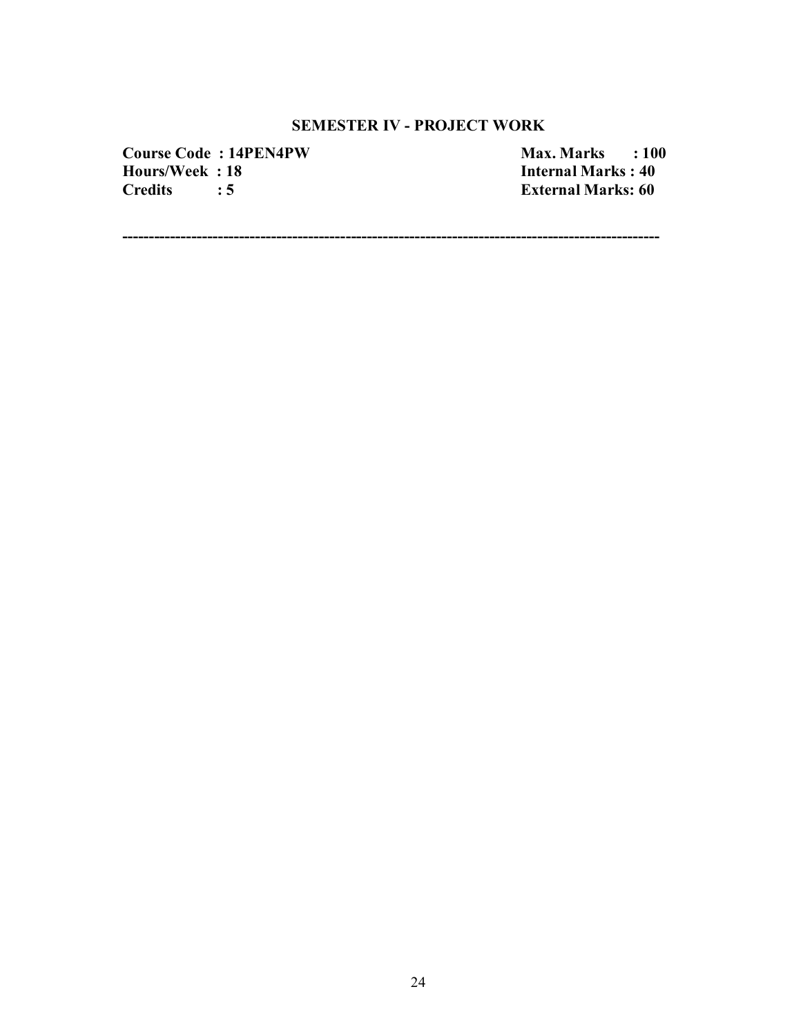## SEMESTER IV - PROJECT WORK

**Course Code : 14PEN4PW** **Max. Marks : 100**
**Hours/Week : 18** **Internal Marks : 40**
**Credits : 5** **External Marks: 60**

---